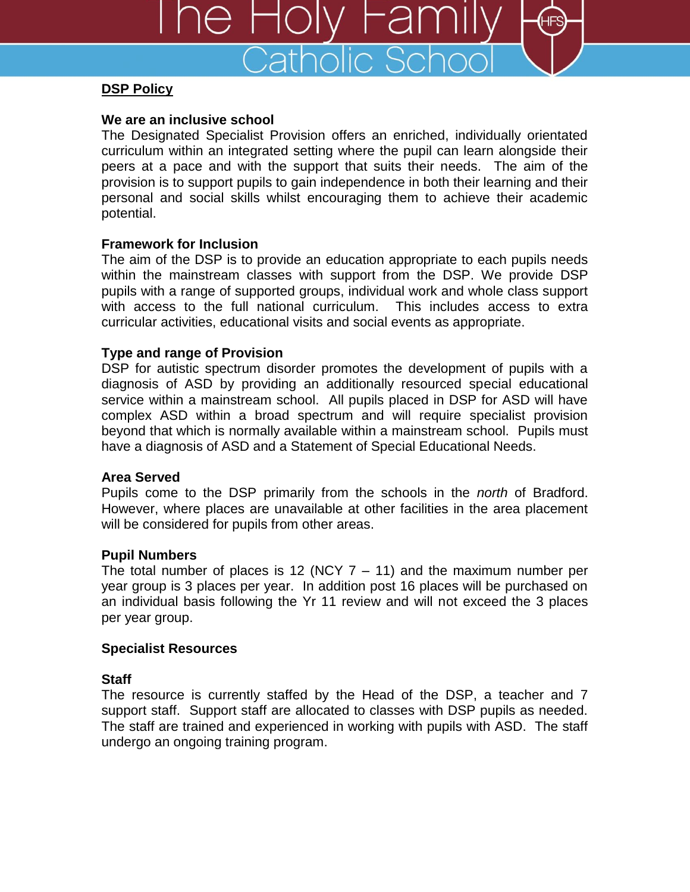## DSP Policy

### We are an inclusive school

The Designated Specialist Provision offers an enriched, individually orientated curriculum within an integrated setting where the pupil can learn alongside their peers at a pace and with the support that suits their needs. The aim of the provision is to support pupils to gain independence in both their learning and their personal and social skills whilst encouraging them to achieve their academic potential.

### Framework for Inclusion

The aim of the DSP is to provide an education appropriate to each pupils needs within the mainstream classes with support from the DSP. We provide DSP pupils with a range of supported groups, individual work and whole class support with access to the full national curriculum. This includes access to extra curricular activities, educational visits and social events as appropriate.

### Type and range of Provision

DSP for autistic spectrum disorder promotes the development of pupils with a diagnosis of ASD by providing an additionally resourced special educational service within a mainstream school. All pupils placed in DSP for ASD will have complex ASD within a broad spectrum and will require specialist provision beyond that which is normally available within a mainstream school. Pupils must have a diagnosis of ASD and a Statement of Special Educational Needs.

### Area Served

Pupils come to the DSP primarily from the schools in the *north* of Bradford. However, where places are unavailable at other facilities in the area placement will be considered for pupils from other areas.

### Pupil Numbers

The total number of places is 12 (NCY 7 – 11) and the maximum number per year group is 3 places per year. In addition post 16 places will be purchased on an individual basis following the Yr 11 review and will not exceed the 3 places per year group.

### Specialist Resources

### Staff

The resource is currently staffed by the Head of the DSP, a teacher and 7 support staff. Support staff are allocated to classes with DSP pupils as needed. The staff are trained and experienced in working with pupils with ASD. The staff undergo an ongoing training program.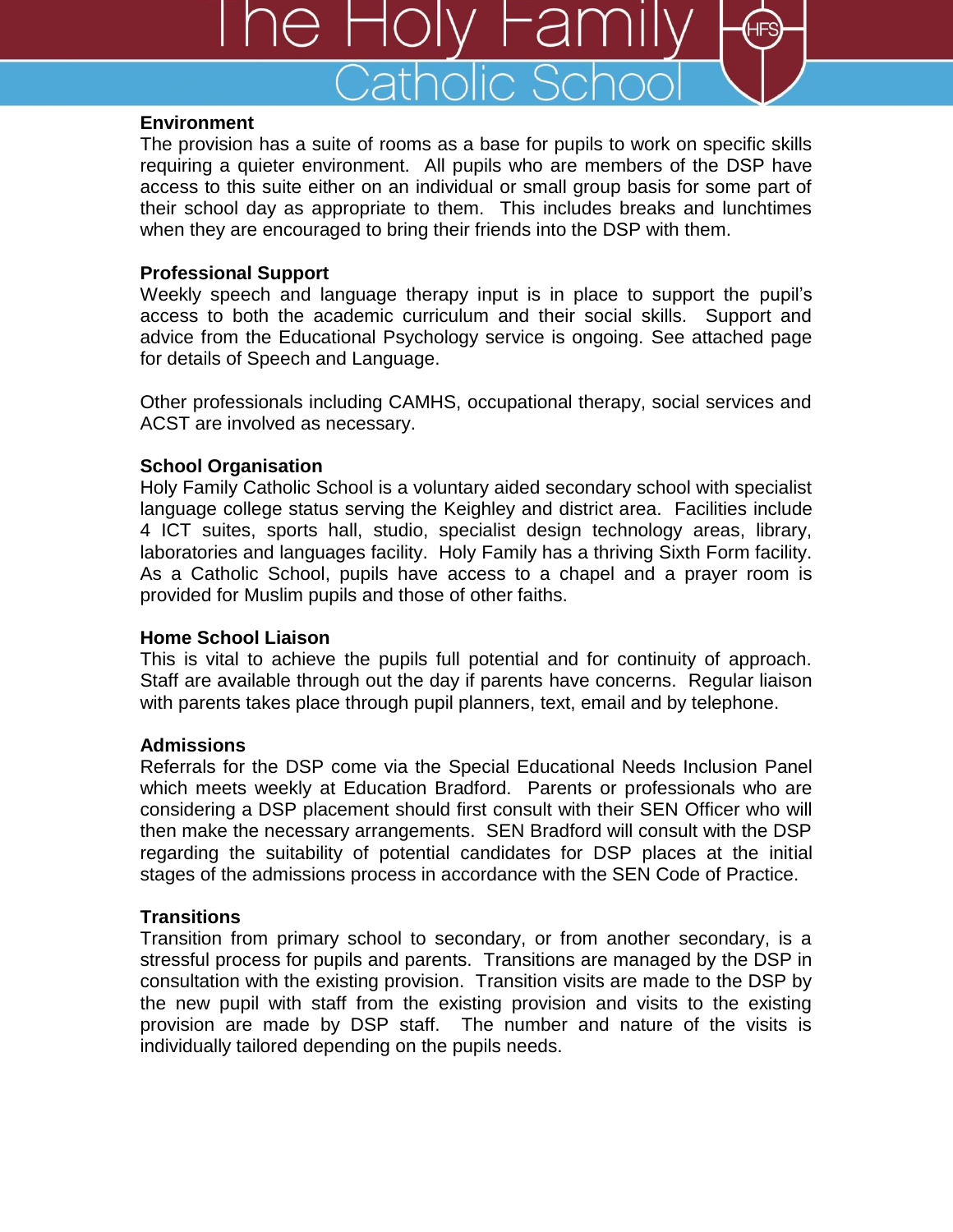## Environment

The provision has a suite of rooms as a base for pupils to work on specific skills requiring a quieter environment. All pupils who are members of the DSP have access to this suite either on an individual or small group basis for some part of their school day as appropriate to them. This includes breaks and lunchtimes when they are encouraged to bring their friends into the DSP with them.

## Professional Support

Weekly speech and language therapy input is in place to support the pupil's access to both the academic curriculum and their social skills. Support and advice from the Educational Psychology service is ongoing. See attached page for details of Speech and Language.

Other professionals including CAMHS, occupational therapy, social services and ACST are involved as necessary.

## School Organisation

Holy Family Catholic School is a voluntary aided secondary school with specialist language college status serving the Keighley and district area. Facilities include 4 ICT suites, sports hall, studio, specialist design technology areas, library, laboratories and languages facility. Holy Family has a thriving Sixth Form facility. As a Catholic School, pupils have access to a chapel and a prayer room is provided for Muslim pupils and those of other faiths.

## Home School Liaison

This is vital to achieve the pupils full potential and for continuity of approach. Staff are available through out the day if parents have concerns. Regular liaison with parents takes place through pupil planners, text, email and by telephone.

## Admissions

Referrals for the DSP come via the Special Educational Needs Inclusion Panel which meets weekly at Education Bradford. Parents or professionals who are considering a DSP placement should first consult with their SEN Officer who will then make the necessary arrangements. SEN Bradford will consult with the DSP regarding the suitability of potential candidates for DSP places at the initial stages of the admissions process in accordance with the SEN Code of Practice.

## Transitions

Transition from primary school to secondary, or from another secondary, is a stressful process for pupils and parents. Transitions are managed by the DSP in consultation with the existing provision. Transition visits are made to the DSP by the new pupil with staff from the existing provision and visits to the existing provision are made by DSP staff. The number and nature of the visits is individually tailored depending on the pupils needs.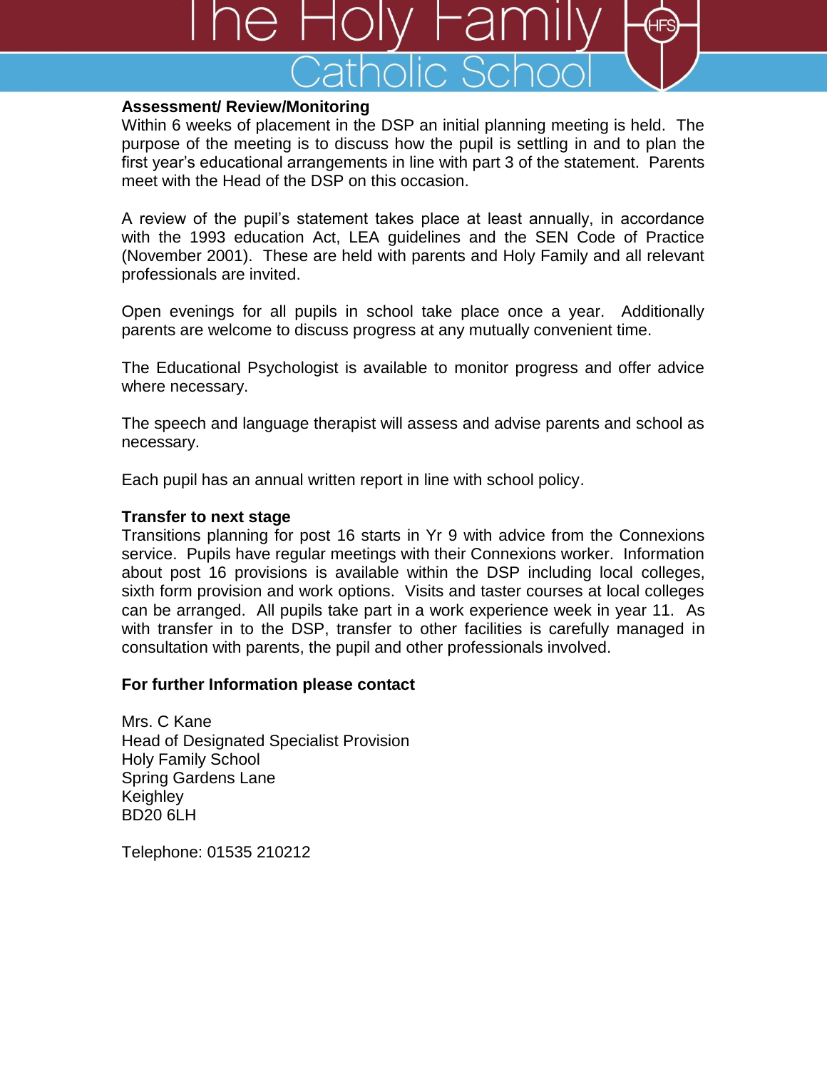**Assessment/ Review/Monitoring**

Within 6 weeks of placement in the DSP an initial planning meeting is held. The purpose of the meeting is to discuss how the pupil is settling in and to plan the first year's educational arrangements in line with part 3 of the statement. Parents meet with the Head of the DSP on this occasion.

A review of the pupil's statement takes place at least annually, in accordance with the 1993 education Act, LEA guidelines and the SEN Code of Practice (November 2001). These are held with parents and Holy Family and all relevant professionals are invited.

Open evenings for all pupils in school take place once a year. Additionally parents are welcome to discuss progress at any mutually convenient time.

The Educational Psychologist is available to monitor progress and offer advice where necessary.

The speech and language therapist will assess and advise parents and school as necessary.

Each pupil has an annual written report in line with school policy.

**Transfer to next stage**

Transitions planning for post 16 starts in Yr 9 with advice from the Connexions service. Pupils have regular meetings with their Connexions worker. Information about post 16 provisions is available within the DSP including local colleges, sixth form provision and work options. Visits and taster courses at local colleges can be arranged. All pupils take part in a work experience week in year 11. As with transfer in to the DSP, transfer to other facilities is carefully managed in consultation with parents, the pupil and other professionals involved.

**For further Information please contact**

Mrs. C Kane
Head of Designated Specialist Provision
Holy Family School
Spring Gardens Lane
Keighley
BD20 6LH

Telephone: 01535 210212